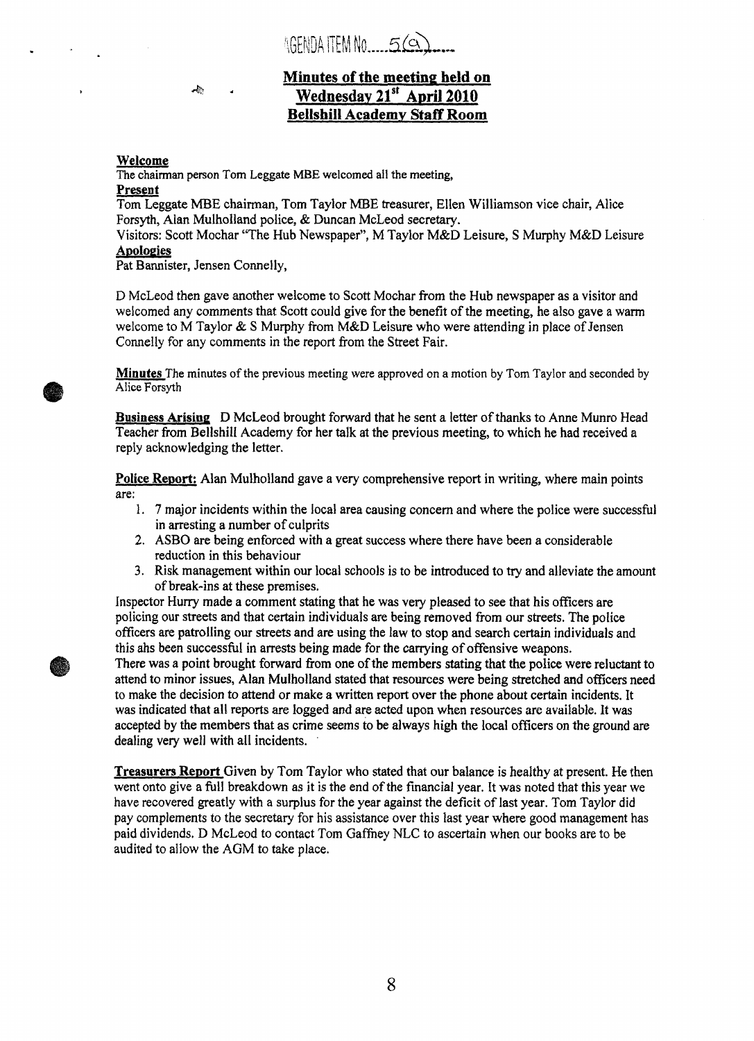AGENDA ITEM No.....5(a).....

# Minutes of the meeting held on Wednesday 21st April 2010 Bellshill Academy Staff Room

**Welcome**

The chairman person Tom Leggate MBE welcomed all the meeting,

**Present**

Tom Leggate MBE chairman, Tom Taylor MBE treasurer, Ellen Williamson vice chair, Alice Forsyth, Alan Mulholland police, & Duncan McLeod secretary.

Visitors: Scott Mochar "The Hub Newspaper", M Taylor M&D Leisure, S Murphy M&D Leisure

**Apologies**

Pat Bannister, Jensen Connelly,

D McLeod then gave another welcome to Scott Mochar from the Hub newspaper as a visitor and welcomed any comments that Scott could give for the benefit of the meeting, he also gave a warm welcome to M Taylor & S Murphy from M&D Leisure who were attending in place of Jensen Connelly for any comments in the report from the Street Fair.

**Minutes** The minutes of the previous meeting were approved on a motion by Tom Taylor and seconded by Alice Forsyth

**Business Arising** D McLeod brought forward that he sent a letter of thanks to Anne Munro Head Teacher from Bellshill Academy for her talk at the previous meeting, to which he had received a reply acknowledging the letter.

**Police Report:** Alan Mulholland gave a very comprehensive report in writing, where main points are:

1. 7 major incidents within the local area causing concern and where the police were successful in arresting a number of culprits
2. ASBO are being enforced with a great success where there have been a considerable reduction in this behaviour
3. Risk management within our local schools is to be introduced to try and alleviate the amount of break-ins at these premises.

Inspector Hurry made a comment stating that he was very pleased to see that his officers are policing our streets and that certain individuals are being removed from our streets. The police officers are patrolling our streets and are using the law to stop and search certain individuals and this ahs been successful in arrests being made for the carrying of offensive weapons.

There was a point brought forward from one of the members stating that the police were reluctant to attend to minor issues, Alan Mulholland stated that resources were being stretched and officers need to make the decision to attend or make a written report over the phone about certain incidents. It was indicated that all reports are logged and are acted upon when resources are available. It was accepted by the members that as crime seems to be always high the local officers on the ground are dealing very well with all incidents.

**Treasurers Report** Given by Tom Taylor who stated that our balance is healthy at present. He then went onto give a full breakdown as it is the end of the financial year. It was noted that this year we have recovered greatly with a surplus for the year against the deficit of last year. Tom Taylor did pay complements to the secretary for his assistance over this last year where good management has paid dividends. D McLeod to contact Tom Gaffney NLC to ascertain when our books are to be audited to allow the AGM to take place.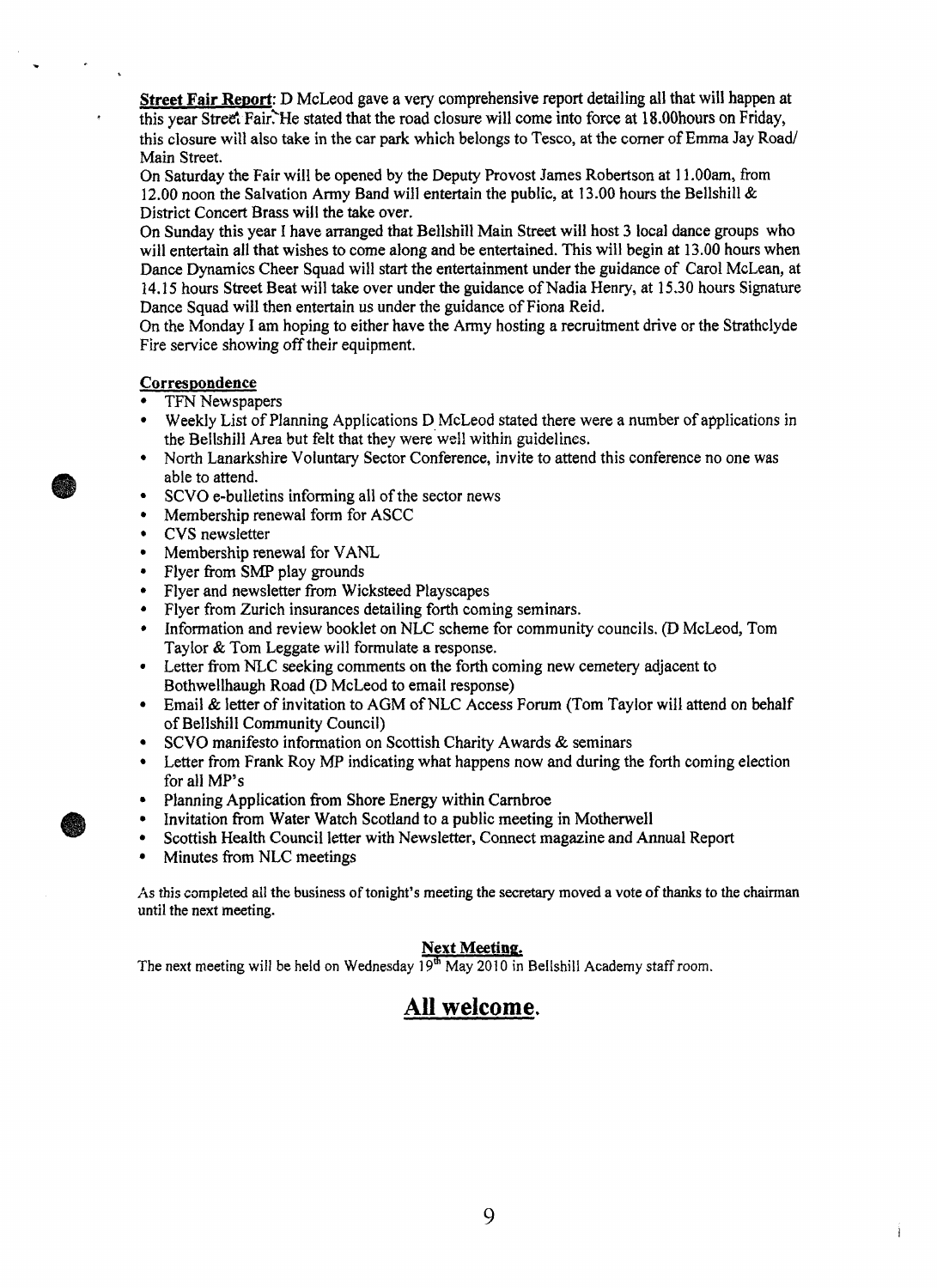**Street Fair Report**: D McLeod gave a very comprehensive report detailing all that will happen at this year Street Fair. He stated that the road closure will come into force at 18.00hours on Friday, this closure will also take in the car park which belongs to Tesco, at the corner of Emma Jay Road/ Main Street.

On Saturday the Fair will be opened by the Deputy Provost James Robertson at 11.00am, from 12.00 noon the Salvation Army Band will entertain the public, at 13.00 hours the Bellshill & District Concert Brass will the take over.

On Sunday this year I have arranged that Bellshill Main Street will host 3 local dance groups who will entertain all that wishes to come along and be entertained. This will begin at 13.00 hours when Dance Dynamics Cheer Squad will start the entertainment under the guidance of Carol McLean, at 14.15 hours Street Beat will take over under the guidance of Nadia Henry, at 15.30 hours Signature Dance Squad will then entertain us under the guidance of Fiona Reid.

On the Monday I am hoping to either have the Army hosting a recruitment drive or the Strathclyde Fire service showing off their equipment.

**Correspondence**

- TFN Newspapers
- Weekly List of Planning Applications D McLeod stated there were a number of applications in the Bellshill Area but felt that they were well within guidelines.
- North Lanarkshire Voluntary Sector Conference, invite to attend this conference no one was able to attend.
- SCVO e-bulletins informing all of the sector news
- Membership renewal form for ASCC
- CVS newsletter
- Membership renewal for VANL
- Flyer from SMP play grounds
- Flyer and newsletter from Wicksteed Playscapes
- Flyer from Zurich insurances detailing forth coming seminars.
- Information and review booklet on NLC scheme for community councils. (D McLeod, Tom Taylor & Tom Leggate will formulate a response.
- Letter from NLC seeking comments on the forth coming new cemetery adjacent to Bothwellhaugh Road (D McLeod to email response)
- Email & letter of invitation to AGM of NLC Access Forum (Tom Taylor will attend on behalf of Bellshill Community Council)
- SCVO manifesto information on Scottish Charity Awards & seminars
- Letter from Frank Roy MP indicating what happens now and during the forth coming election for all MP's
- Planning Application from Shore Energy within Carnbroe
- Invitation from Water Watch Scotland to a public meeting in Motherwell
- Scottish Health Council letter with Newsletter, Connect magazine and Annual Report
- Minutes from NLC meetings

As this completed all the business of tonight's meeting the secretary moved a vote of thanks to the chairman until the next meeting.

**Next Meeting.**

The next meeting will be held on Wednesday 19th May 2010 in Bellshill Academy staff room.

## All welcome.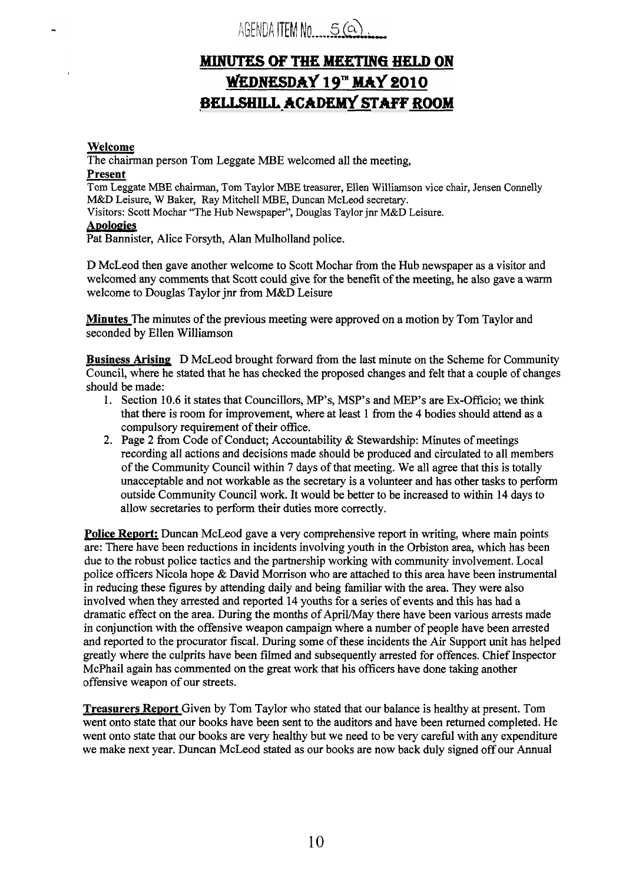AGENDA ITEM No. 5(a)

# MINUTES OF THE MEETING HELD ON WEDNESDAY 19TH MAY 2010 BELLSHILL ACADEMY STAFF ROOM

**Welcome**

The chairman person Tom Leggate MBE welcomed all the meeting,

**Present**

Tom Leggate MBE chairman, Tom Taylor MBE treasurer, Ellen Williamson vice chair, Jensen Connelly M&D Leisure, W Baker, Ray Mitchell MBE, Duncan McLeod secretary.

Visitors: Scott Mochar "The Hub Newspaper", Douglas Taylor jnr M&D Leisure.

**Apologies**

Pat Bannister, Alice Forsyth, Alan Mulholland police.

D McLeod then gave another welcome to Scott Mochar from the Hub newspaper as a visitor and welcomed any comments that Scott could give for the benefit of the meeting, he also gave a warm welcome to Douglas Taylor jnr from M&D Leisure

**Minutes** The minutes of the previous meeting were approved on a motion by Tom Taylor and seconded by Ellen Williamson

**Business Arising** D McLeod brought forward from the last minute on the Scheme for Community Council, where he stated that he has checked the proposed changes and felt that a couple of changes should be made:

1. Section 10.6 it states that Councillors, MP's, MSP's and MEP's are Ex-Officio; we think that there is room for improvement, where at least 1 from the 4 bodies should attend as a compulsory requirement of their office.
2. Page 2 from Code of Conduct; Accountability & Stewardship: Minutes of meetings recording all actions and decisions made should be produced and circulated to all members of the Community Council within 7 days of that meeting. We all agree that this is totally unacceptable and not workable as the secretary is a volunteer and has other tasks to perform outside Community Council work. It would be better to be increased to within 14 days to allow secretaries to perform their duties more correctly.

**Police Report:** Duncan McLeod gave a very comprehensive report in writing, where main points are: There have been reductions in incidents involving youth in the Orbiston area, which has been due to the robust police tactics and the partnership working with community involvement. Local police officers Nicola hope & David Morrison who are attached to this area have been instrumental in reducing these figures by attending daily and being familiar with the area. They were also involved when they arrested and reported 14 youths for a series of events and this has had a dramatic effect on the area. During the months of April/May there have been various arrests made in conjunction with the offensive weapon campaign where a number of people have been arrested and reported to the procurator fiscal. During some of these incidents the Air Support unit has helped greatly where the culprits have been filmed and subsequently arrested for offences. Chief Inspector McPhail again has commented on the great work that his officers have done taking another offensive weapon of our streets.

**Treasurers Report** Given by Tom Taylor who stated that our balance is healthy at present. Tom went onto state that our books have been sent to the auditors and have been returned completed. He went onto state that our books are very healthy but we need to be very careful with any expenditure we make next year. Duncan McLeod stated as our books are now back duly signed off our Annual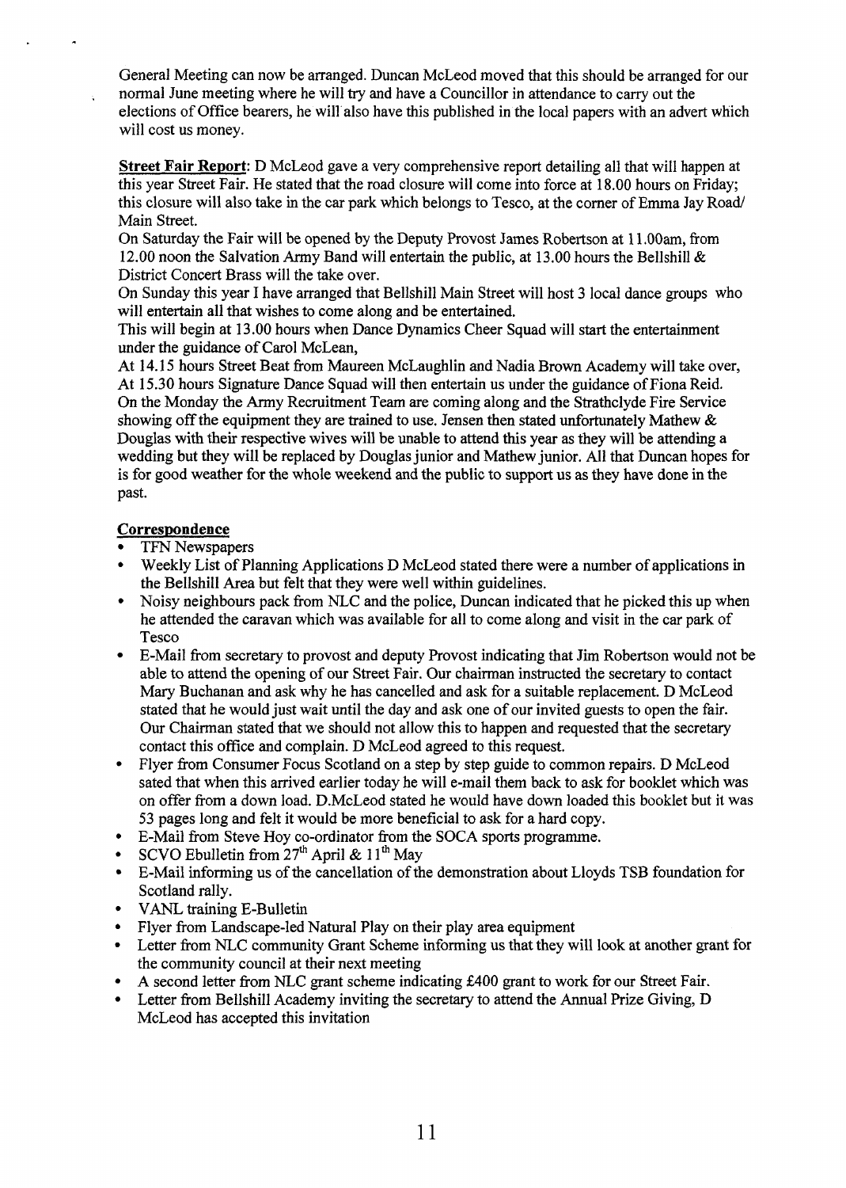General Meeting can now be arranged. Duncan McLeod moved that this should be arranged for our normal June meeting where he will try and have a Councillor in attendance to carry out the elections of Office bearers, he will also have this published in the local papers with an advert which will cost us money.

**Street Fair Report**: D McLeod gave a very comprehensive report detailing all that will happen at this year Street Fair. He stated that the road closure will come into force at 18.00 hours on Friday; this closure will also take in the car park which belongs to Tesco, at the corner of Emma Jay Road/ Main Street.

On Saturday the Fair will be opened by the Deputy Provost James Robertson at 11.00am, from 12.00 noon the Salvation Army Band will entertain the public, at 13.00 hours the Bellshill & District Concert Brass will the take over.

On Sunday this year I have arranged that Bellshill Main Street will host 3 local dance groups who will entertain all that wishes to come along and be entertained.

This will begin at 13.00 hours when Dance Dynamics Cheer Squad will start the entertainment under the guidance of Carol McLean,

At 14.15 hours Street Beat from Maureen McLaughlin and Nadia Brown Academy will take over,

At 15.30 hours Signature Dance Squad will then entertain us under the guidance of Fiona Reid.

On the Monday the Army Recruitment Team are coming along and the Strathclyde Fire Service showing off the equipment they are trained to use. Jensen then stated unfortunately Mathew & Douglas with their respective wives will be unable to attend this year as they will be attending a wedding but they will be replaced by Douglas junior and Mathew junior. All that Duncan hopes for is for good weather for the whole weekend and the public to support us as they have done in the past.

**Correspondence**

- TFN Newspapers
- Weekly List of Planning Applications D McLeod stated there were a number of applications in the Bellshill Area but felt that they were well within guidelines.
- Noisy neighbours pack from NLC and the police, Duncan indicated that he picked this up when he attended the caravan which was available for all to come along and visit in the car park of Tesco
- E-Mail from secretary to provost and deputy Provost indicating that Jim Robertson would not be able to attend the opening of our Street Fair. Our chairman instructed the secretary to contact Mary Buchanan and ask why he has cancelled and ask for a suitable replacement. D McLeod stated that he would just wait until the day and ask one of our invited guests to open the fair. Our Chairman stated that we should not allow this to happen and requested that the secretary contact this office and complain. D McLeod agreed to this request.
- Flyer from Consumer Focus Scotland on a step by step guide to common repairs. D McLeod sated that when this arrived earlier today he will e-mail them back to ask for booklet which was on offer from a down load. D.McLeod stated he would have down loaded this booklet but it was 53 pages long and felt it would be more beneficial to ask for a hard copy.
- E-Mail from Steve Hoy co-ordinator from the SOCA sports programme.
- SCVO Ebulletin from 27th April & 11th May
- E-Mail informing us of the cancellation of the demonstration about Lloyds TSB foundation for Scotland rally.
- VANL training E-Bulletin
- Flyer from Landscape-led Natural Play on their play area equipment
- Letter from NLC community Grant Scheme informing us that they will look at another grant for the community council at their next meeting
- A second letter from NLC grant scheme indicating £400 grant to work for our Street Fair.
- Letter from Bellshill Academy inviting the secretary to attend the Annual Prize Giving, D McLeod has accepted this invitation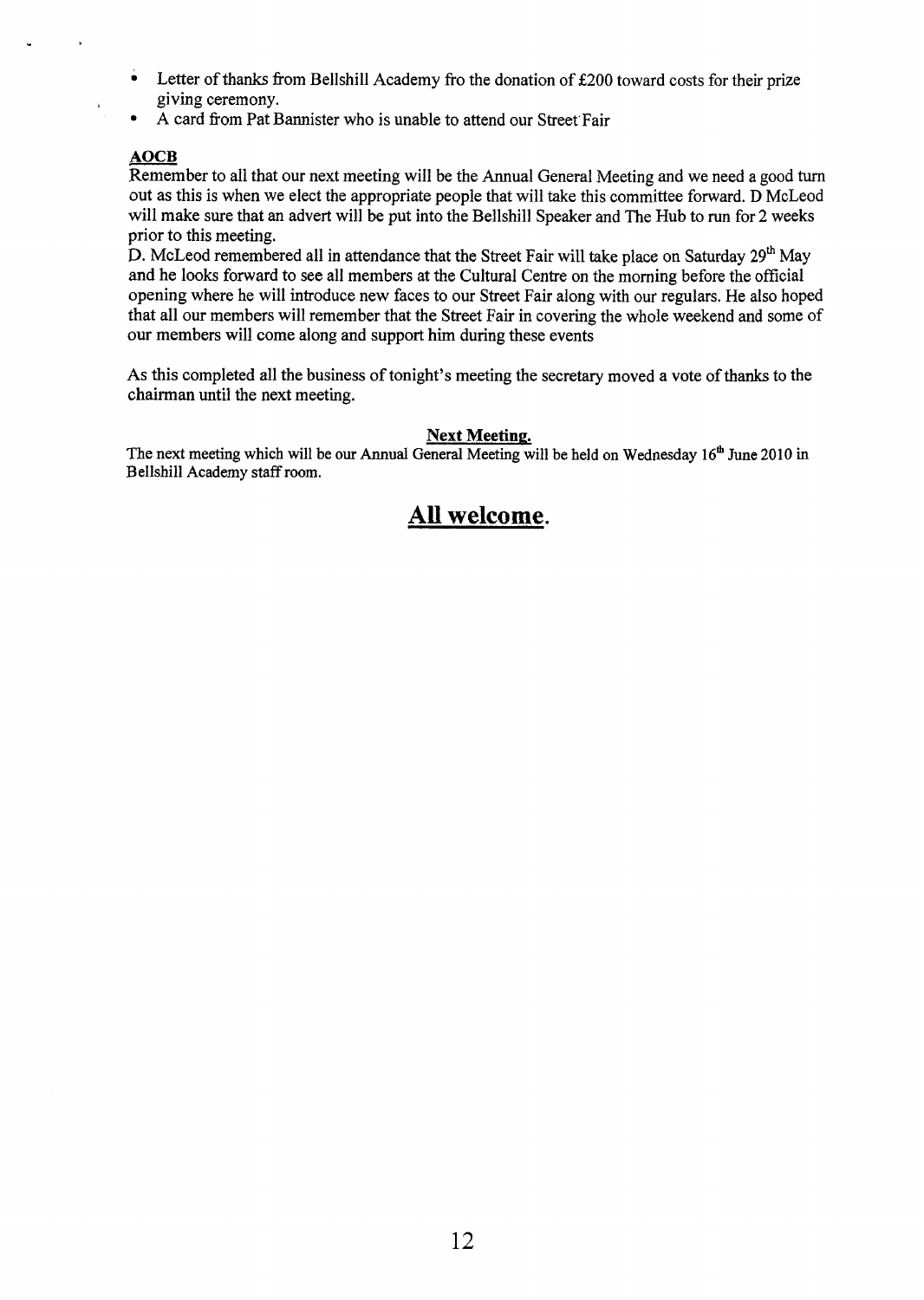- Letter of thanks from Bellshill Academy fro the donation of £200 toward costs for their prize giving ceremony.
- A card from Pat Bannister who is unable to attend our Street Fair

**AOCB**

Remember to all that our next meeting will be the Annual General Meeting and we need a good turn out as this is when we elect the appropriate people that will take this committee forward. D McLeod will make sure that an advert will be put into the Bellshill Speaker and The Hub to run for 2 weeks prior to this meeting.

D. McLeod remembered all in attendance that the Street Fair will take place on Saturday 29th May and he looks forward to see all members at the Cultural Centre on the morning before the official opening where he will introduce new faces to our Street Fair along with our regulars. He also hoped that all our members will remember that the Street Fair in covering the whole weekend and some of our members will come along and support him during these events

As this completed all the business of tonight's meeting the secretary moved a vote of thanks to the chairman until the next meeting.

**Next Meeting.**

The next meeting which will be our Annual General Meeting will be held on Wednesday 16th June 2010 in Bellshill Academy staff room.

## **All welcome.**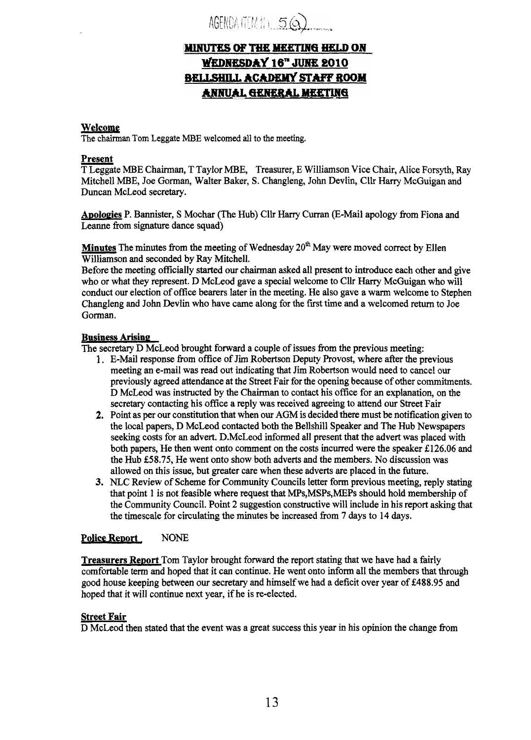AGENDA ITEM No. 5(a)

# MINUTES OF THE MEETING HELD ON WEDNESDAY 16TH JUNE 2010 BELLSHILL ACADEMY STAFF ROOM ANNUAL GENERAL MEETING

## Welcome

The chairman Tom Leggate MBE welcomed all to the meeting.

## Present

T Leggate MBE Chairman, T Taylor MBE, Treasurer, E Williamson Vice Chair, Alice Forsyth, Ray Mitchell MBE, Joe Gorman, Walter Baker, S. Changleng, John Devlin, Cllr Harry McGuigan and Duncan McLeod secretary.

**Apologies** P. Bannister, S Mochar (The Hub) Cllr Harry Curran (E-Mail apology from Fiona and Leanne from signature dance squad)

**Minutes** The minutes from the meeting of Wednesday 20th May were moved correct by Ellen Williamson and seconded by Ray Mitchell.

Before the meeting officially started our chairman asked all present to introduce each other and give who or what they represent. D McLeod gave a special welcome to Cllr Harry McGuigan who will conduct our election of office bearers later in the meeting. He also gave a warm welcome to Stephen Changleng and John Devlin who have came along for the first time and a welcomed return to Joe Gorman.

## Business Arising

The secretary D McLeod brought forward a couple of issues from the previous meeting:

1. E-Mail response from office of Jim Robertson Deputy Provost, where after the previous meeting an e-mail was read out indicating that Jim Robertson would need to cancel our previously agreed attendance at the Street Fair for the opening because of other commitments. D McLeod was instructed by the Chairman to contact his office for an explanation, on the secretary contacting his office a reply was received agreeing to attend our Street Fair
2. Point as per our constitution that when our AGM is decided there must be notification given to the local papers, D McLeod contacted both the Bellshill Speaker and The Hub Newspapers seeking costs for an advert. D.McLeod informed all present that the advert was placed with both papers, He then went onto comment on the costs incurred were the speaker £126.06 and the Hub £58.75, He went onto show both adverts and the members. No discussion was allowed on this issue, but greater care when these adverts are placed in the future.
3. NLC Review of Scheme for Community Councils letter form previous meeting, reply stating that point 1 is not feasible where request that MPs,MSPs,MEPs should hold membership of the Community Council. Point 2 suggestion constructive will include in his report asking that the timescale for circulating the minutes be increased from 7 days to 14 days.

**Police Report** NONE

**Treasurers Report** Tom Taylor brought forward the report stating that we have had a fairly comfortable term and hoped that it can continue. He went onto inform all the members that through good house keeping between our secretary and himself we had a deficit over year of £488.95 and hoped that it will continue next year, if he is re-elected.

## Street Fair

D McLeod then stated that the event was a great success this year in his opinion the change from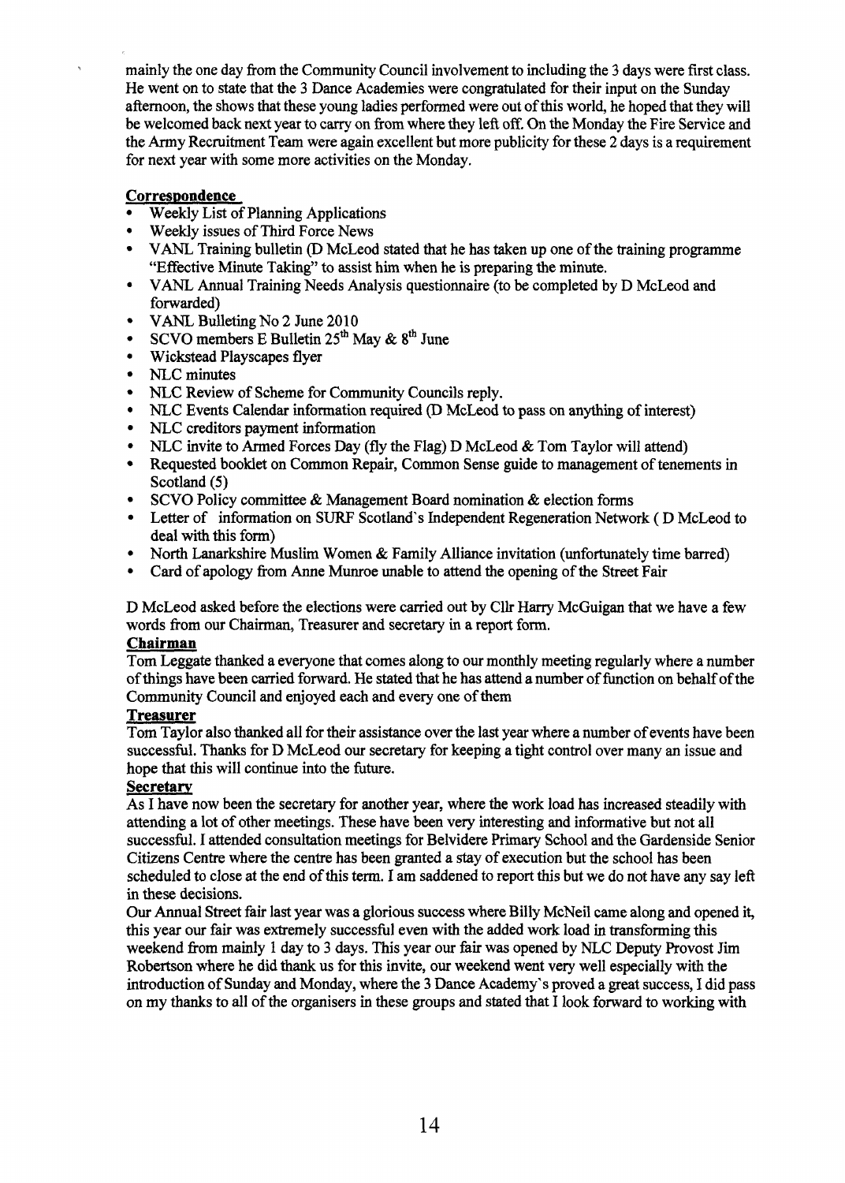mainly the one day from the Community Council involvement to including the 3 days were first class. He went on to state that the 3 Dance Academies were congratulated for their input on the Sunday afternoon, the shows that these young ladies performed were out of this world, he hoped that they will be welcomed back next year to carry on from where they left off. On the Monday the Fire Service and the Army Recruitment Team were again excellent but more publicity for these 2 days is a requirement for next year with some more activities on the Monday.

**Correspondence**

- Weekly List of Planning Applications
- Weekly issues of Third Force News
- VANL Training bulletin (D McLeod stated that he has taken up one of the training programme "Effective Minute Taking" to assist him when he is preparing the minute.
- VANL Annual Training Needs Analysis questionnaire (to be completed by D McLeod and forwarded)
- VANL Bulleting No 2 June 2010
- SCVO members E Bulletin 25th May & 8th June
- Wickstead Playscapes flyer
- NLC minutes
- NLC Review of Scheme for Community Councils reply.
- NLC Events Calendar information required (D McLeod to pass on anything of interest)
- NLC creditors payment information
- NLC invite to Armed Forces Day (fly the Flag) D McLeod & Tom Taylor will attend)
- Requested booklet on Common Repair, Common Sense guide to management of tenements in Scotland (5)
- SCVO Policy committee & Management Board nomination & election forms
- Letter of information on SURF Scotland`s Independent Regeneration Network ( D McLeod to deal with this form)
- North Lanarkshire Muslim Women & Family Alliance invitation (unfortunately time barred)
- Card of apology from Anne Munroe unable to attend the opening of the Street Fair

D McLeod asked before the elections were carried out by Cllr Harry McGuigan that we have a few words from our Chairman, Treasurer and secretary in a report form.

**Chairman**

Tom Leggate thanked a everyone that comes along to our monthly meeting regularly where a number of things have been carried forward. He stated that he has attend a number of function on behalf of the Community Council and enjoyed each and every one of them

**Treasurer**

Tom Taylor also thanked all for their assistance over the last year where a number of events have been successful. Thanks for D McLeod our secretary for keeping a tight control over many an issue and hope that this will continue into the future.

**Secretary**

As I have now been the secretary for another year, where the work load has increased steadily with attending a lot of other meetings. These have been very interesting and informative but not all successful. I attended consultation meetings for Belvidere Primary School and the Gardenside Senior Citizens Centre where the centre has been granted a stay of execution but the school has been scheduled to close at the end of this term. I am saddened to report this but we do not have any say left in these decisions.

Our Annual Street fair last year was a glorious success where Billy McNeil came along and opened it, this year our fair was extremely successful even with the added work load in transforming this weekend from mainly 1 day to 3 days. This year our fair was opened by NLC Deputy Provost Jim Robertson where he did thank us for this invite, our weekend went very well especially with the introduction of Sunday and Monday, where the 3 Dance Academy`s proved a great success, I did pass on my thanks to all of the organisers in these groups and stated that I look forward to working with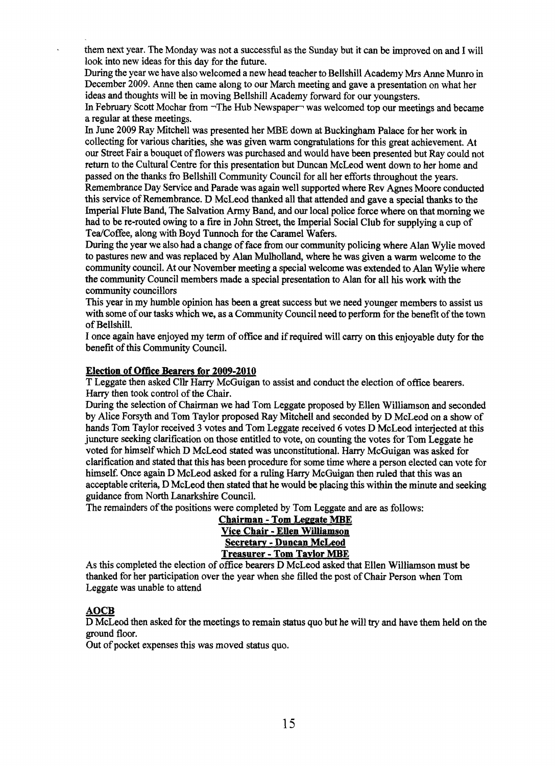them next year. The Monday was not a successful as the Sunday but it can be improved on and I will look into new ideas for this day for the future.

During the year we have also welcomed a new head teacher to Bellshill Academy Mrs Anne Munro in December 2009. Anne then came along to our March meeting and gave a presentation on what her ideas and thoughts will be in moving Bellshill Academy forward for our youngsters.

In February Scott Mochar from ¬The Hub Newspaper¬ was welcomed top our meetings and became a regular at these meetings.

In June 2009 Ray Mitchell was presented her MBE down at Buckingham Palace for her work in collecting for various charities, she was given warm congratulations for this great achievement. At our Street Fair a bouquet of flowers was purchased and would have been presented but Ray could not return to the Cultural Centre for this presentation but Duncan McLeod went down to her home and passed on the thanks fro Bellshill Community Council for all her efforts throughout the years.

Remembrance Day Service and Parade was again well supported where Rev Agnes Moore conducted this service of Remembrance. D McLeod thanked all that attended and gave a special thanks to the Imperial Flute Band, The Salvation Army Band, and our local police force where on that morning we had to be re-routed owing to a fire in John Street, the Imperial Social Club for supplying a cup of Tea/Coffee, along with Boyd Tunnoch for the Caramel Wafers.

During the year we also had a change of face from our community policing where Alan Wylie moved to pastures new and was replaced by Alan Mulholland, where he was given a warm welcome to the community council. At our November meeting a special welcome was extended to Alan Wylie where the community Council members made a special presentation to Alan for all his work with the community councillors

This year in my humble opinion has been a great success but we need younger members to assist us with some of our tasks which we, as a Community Council need to perform for the benefit of the town of Bellshill.

I once again have enjoyed my term of office and if required will carry on this enjoyable duty for the benefit of this Community Council.

**Election of Office Bearers for 2009-2010**

T Leggate then asked Cllr Harry McGuigan to assist and conduct the election of office bearers. Harry then took control of the Chair.

During the selection of Chairman we had Tom Leggate proposed by Ellen Williamson and seconded by Alice Forsyth and Tom Taylor proposed Ray Mitchell and seconded by D McLeod on a show of hands Tom Taylor received 3 votes and Tom Leggate received 6 votes D McLeod interjected at this juncture seeking clarification on those entitled to vote, on counting the votes for Tom Leggate he voted for himself which D McLeod stated was unconstitutional. Harry McGuigan was asked for clarification and stated that this has been procedure for some time where a person elected can vote for himself. Once again D McLeod asked for a ruling Harry McGuigan then ruled that this was an acceptable criteria, D McLeod then stated that he would be placing this within the minute and seeking guidance from North Lanarkshire Council.

The remainders of the positions were completed by Tom Leggate and are as follows:

**Chairman - Tom Leggate MBE**
**Vice Chair - Ellen Williamson**
**Secretary - Duncan McLeod**
**Treasurer - Tom Taylor MBE**

As this completed the election of office bearers D McLeod asked that Ellen Williamson must be thanked for her participation over the year when she filled the post of Chair Person when Tom Leggate was unable to attend

**AOCB**

D McLeod then asked for the meetings to remain status quo but he will try and have them held on the ground floor.

Out of pocket expenses this was moved status quo.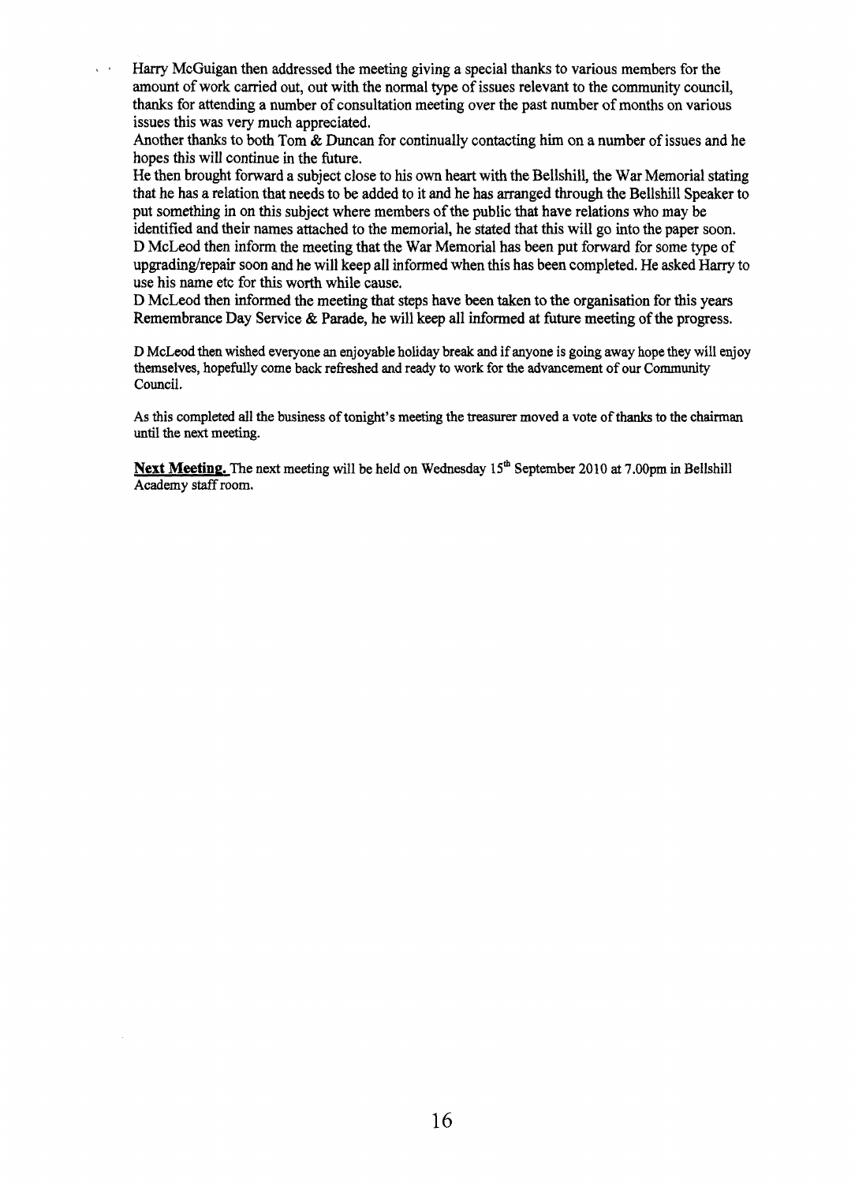Harry McGuigan then addressed the meeting giving a special thanks to various members for the amount of work carried out, out with the normal type of issues relevant to the community council, thanks for attending a number of consultation meeting over the past number of months on various issues this was very much appreciated.

Another thanks to both Tom & Duncan for continually contacting him on a number of issues and he hopes this will continue in the future.

He then brought forward a subject close to his own heart with the Bellshill, the War Memorial stating that he has a relation that needs to be added to it and he has arranged through the Bellshill Speaker to put something in on this subject where members of the public that have relations who may be identified and their names attached to the memorial, he stated that this will go into the paper soon.

D McLeod then inform the meeting that the War Memorial has been put forward for some type of upgrading/repair soon and he will keep all informed when this has been completed. He asked Harry to use his name etc for this worth while cause.

D McLeod then informed the meeting that steps have been taken to the organisation for this years Remembrance Day Service & Parade, he will keep all informed at future meeting of the progress.

D McLeod then wished everyone an enjoyable holiday break and if anyone is going away hope they will enjoy themselves, hopefully come back refreshed and ready to work for the advancement of our Community Council.

As this completed all the business of tonight's meeting the treasurer moved a vote of thanks to the chairman until the next meeting.

**Next Meeting.** The next meeting will be held on Wednesday 15th September 2010 at 7.00pm in Bellshill Academy staff room.